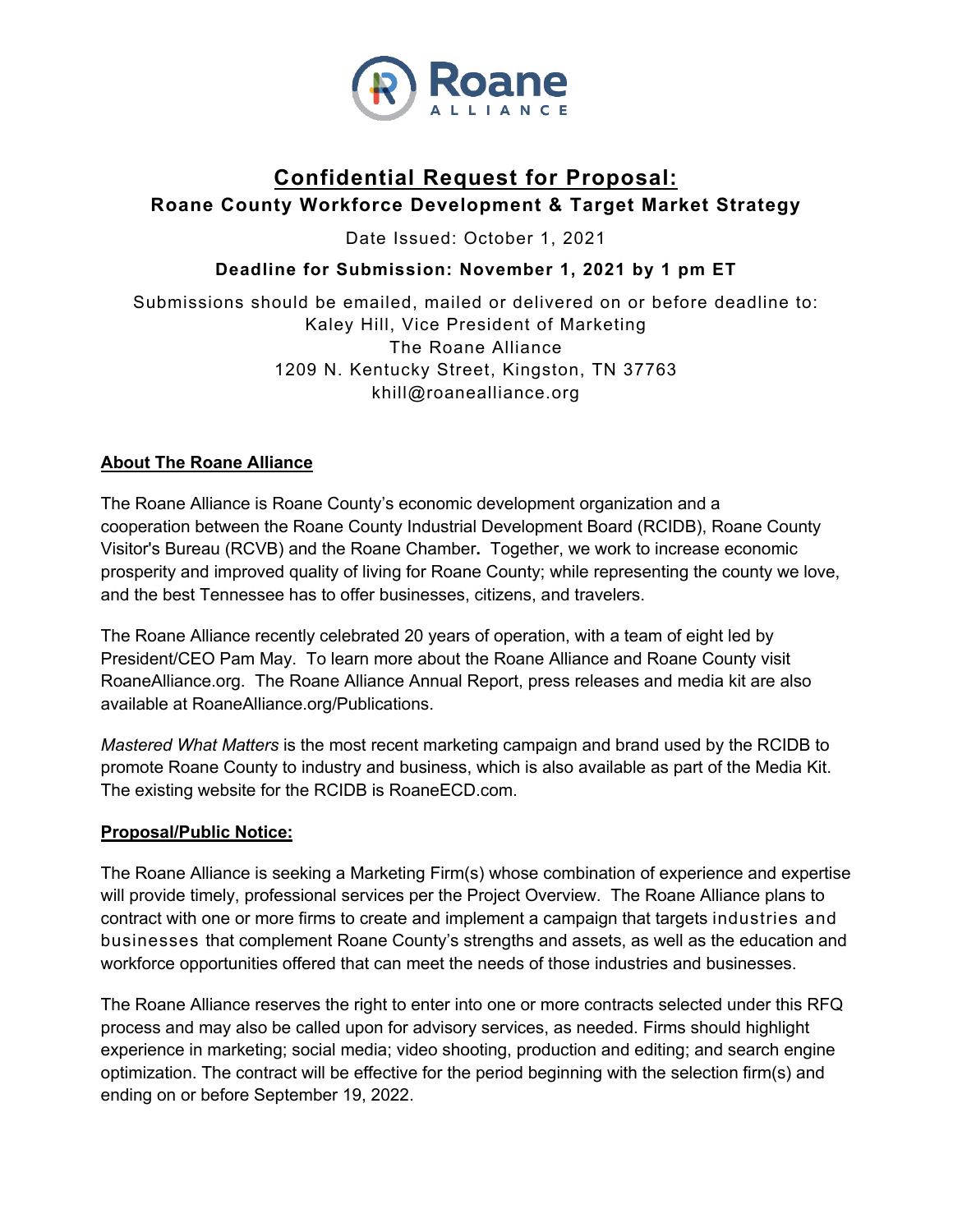# Confidential Request for Proposal:

## Roane County Workforce Development & Target Market Strategy

Date Issued: October 1, 2021

**Deadline for Submission: November 1, 2021 by 1 pm ET**

Submissions should be emailed, mailed or delivered on or before deadline to:
Kaley Hill, Vice President of Marketing
The Roane Alliance
1209 N. Kentucky Street, Kingston, TN 37763
khill@roanealliance.org

### About The Roane Alliance

The Roane Alliance is Roane County's economic development organization and a cooperation between the Roane County Industrial Development Board (RCIDB), Roane County Visitor's Bureau (RCVB) and the Roane Chamber**.** Together, we work to increase economic prosperity and improved quality of living for Roane County; while representing the county we love, and the best Tennessee has to offer businesses, citizens, and travelers.

The Roane Alliance recently celebrated 20 years of operation, with a team of eight led by President/CEO Pam May. To learn more about the Roane Alliance and Roane County visit RoaneAlliance.org. The Roane Alliance Annual Report, press releases and media kit are also available at RoaneAlliance.org/Publications.

*Mastered What Matters* is the most recent marketing campaign and brand used by the RCIDB to promote Roane County to industry and business, which is also available as part of the Media Kit. The existing website for the RCIDB is RoaneECD.com.

### Proposal/Public Notice:

The Roane Alliance is seeking a Marketing Firm(s) whose combination of experience and expertise will provide timely, professional services per the Project Overview. The Roane Alliance plans to contract with one or more firms to create and implement a campaign that targets industries and businesses that complement Roane County's strengths and assets, as well as the education and workforce opportunities offered that can meet the needs of those industries and businesses.

The Roane Alliance reserves the right to enter into one or more contracts selected under this RFQ process and may also be called upon for advisory services, as needed. Firms should highlight experience in marketing; social media; video shooting, production and editing; and search engine optimization. The contract will be effective for the period beginning with the selection firm(s) and ending on or before September 19, 2022.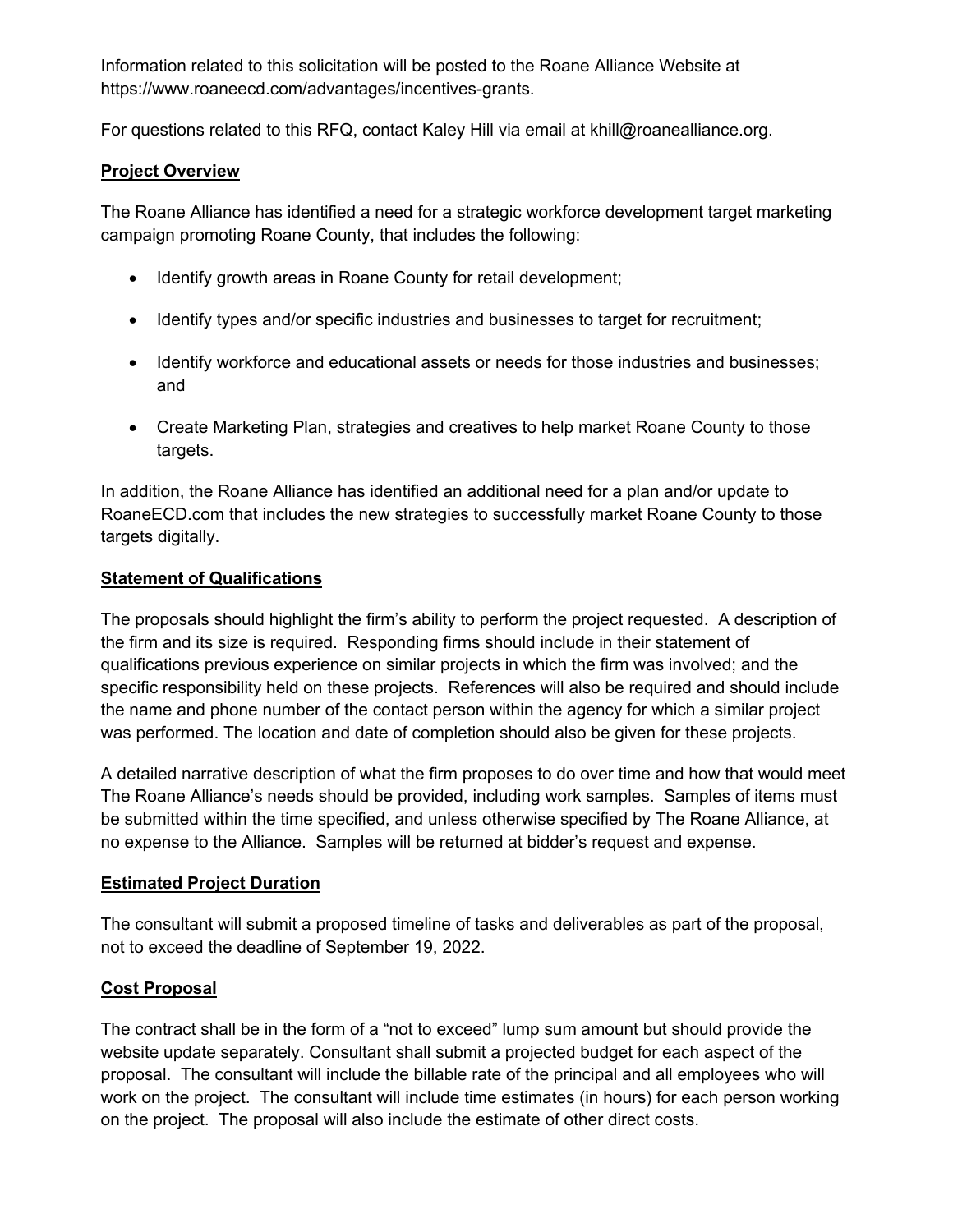Information related to this solicitation will be posted to the Roane Alliance Website at https://www.roaneecd.com/advantages/incentives-grants.

For questions related to this RFQ, contact Kaley Hill via email at khill@roanealliance.org.

## Project Overview

The Roane Alliance has identified a need for a strategic workforce development target marketing campaign promoting Roane County, that includes the following:

- Identify growth areas in Roane County for retail development;
- Identify types and/or specific industries and businesses to target for recruitment;
- Identify workforce and educational assets or needs for those industries and businesses; and
- Create Marketing Plan, strategies and creatives to help market Roane County to those targets.

In addition, the Roane Alliance has identified an additional need for a plan and/or update to RoaneECD.com that includes the new strategies to successfully market Roane County to those targets digitally.

## Statement of Qualifications

The proposals should highlight the firm's ability to perform the project requested. A description of the firm and its size is required. Responding firms should include in their statement of qualifications previous experience on similar projects in which the firm was involved; and the specific responsibility held on these projects. References will also be required and should include the name and phone number of the contact person within the agency for which a similar project was performed. The location and date of completion should also be given for these projects.

A detailed narrative description of what the firm proposes to do over time and how that would meet The Roane Alliance's needs should be provided, including work samples. Samples of items must be submitted within the time specified, and unless otherwise specified by The Roane Alliance, at no expense to the Alliance. Samples will be returned at bidder's request and expense.

## Estimated Project Duration

The consultant will submit a proposed timeline of tasks and deliverables as part of the proposal, not to exceed the deadline of September 19, 2022.

## Cost Proposal

The contract shall be in the form of a "not to exceed" lump sum amount but should provide the website update separately. Consultant shall submit a projected budget for each aspect of the proposal. The consultant will include the billable rate of the principal and all employees who will work on the project. The consultant will include time estimates (in hours) for each person working on the project. The proposal will also include the estimate of other direct costs.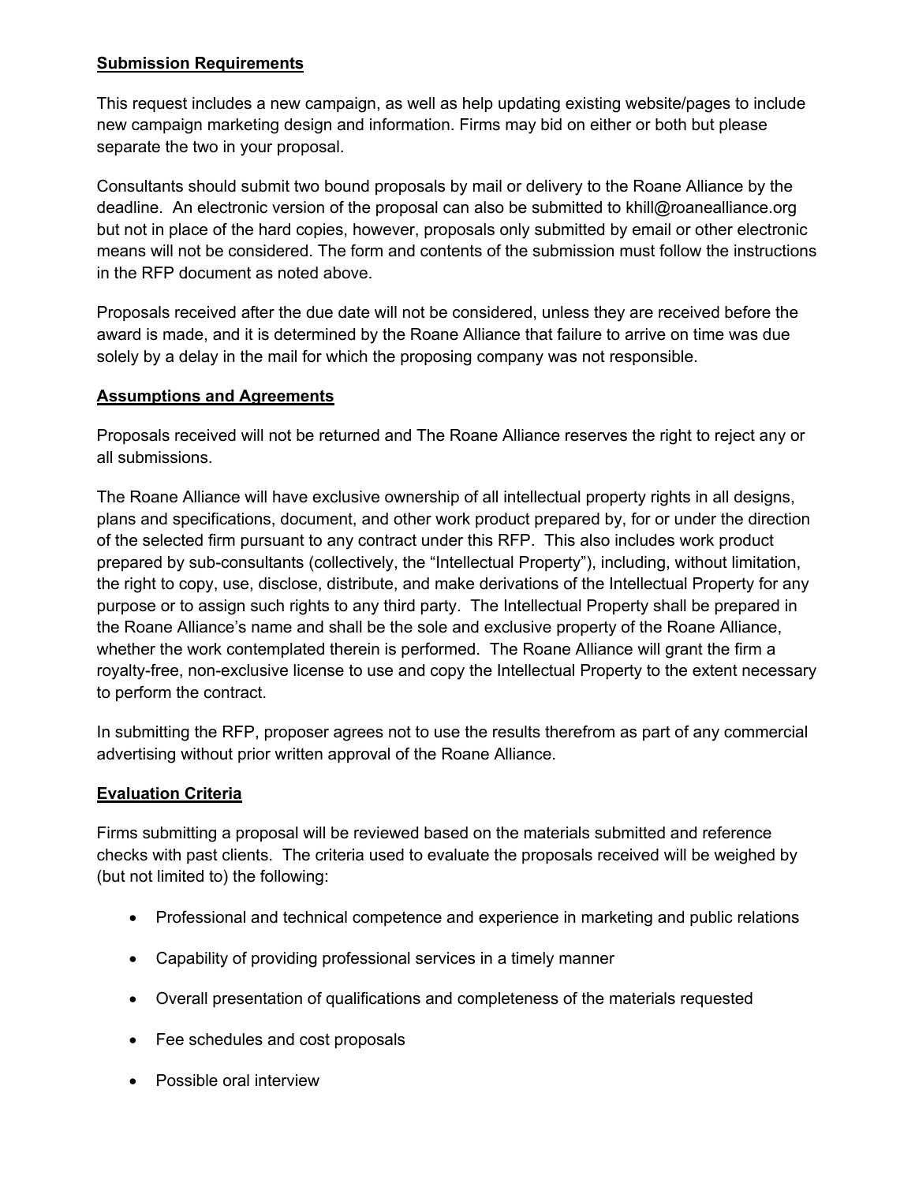**Submission Requirements**

This request includes a new campaign, as well as help updating existing website/pages to include new campaign marketing design and information. Firms may bid on either or both but please separate the two in your proposal.

Consultants should submit two bound proposals by mail or delivery to the Roane Alliance by the deadline. An electronic version of the proposal can also be submitted to khill@roanealliance.org but not in place of the hard copies, however, proposals only submitted by email or other electronic means will not be considered. The form and contents of the submission must follow the instructions in the RFP document as noted above.

Proposals received after the due date will not be considered, unless they are received before the award is made, and it is determined by the Roane Alliance that failure to arrive on time was due solely by a delay in the mail for which the proposing company was not responsible.

**Assumptions and Agreements**

Proposals received will not be returned and The Roane Alliance reserves the right to reject any or all submissions.

The Roane Alliance will have exclusive ownership of all intellectual property rights in all designs, plans and specifications, document, and other work product prepared by, for or under the direction of the selected firm pursuant to any contract under this RFP. This also includes work product prepared by sub-consultants (collectively, the "Intellectual Property"), including, without limitation, the right to copy, use, disclose, distribute, and make derivations of the Intellectual Property for any purpose or to assign such rights to any third party. The Intellectual Property shall be prepared in the Roane Alliance's name and shall be the sole and exclusive property of the Roane Alliance, whether the work contemplated therein is performed. The Roane Alliance will grant the firm a royalty-free, non-exclusive license to use and copy the Intellectual Property to the extent necessary to perform the contract.

In submitting the RFP, proposer agrees not to use the results therefrom as part of any commercial advertising without prior written approval of the Roane Alliance.

**Evaluation Criteria**

Firms submitting a proposal will be reviewed based on the materials submitted and reference checks with past clients. The criteria used to evaluate the proposals received will be weighed by (but not limited to) the following:

- Professional and technical competence and experience in marketing and public relations
- Capability of providing professional services in a timely manner
- Overall presentation of qualifications and completeness of the materials requested
- Fee schedules and cost proposals
- Possible oral interview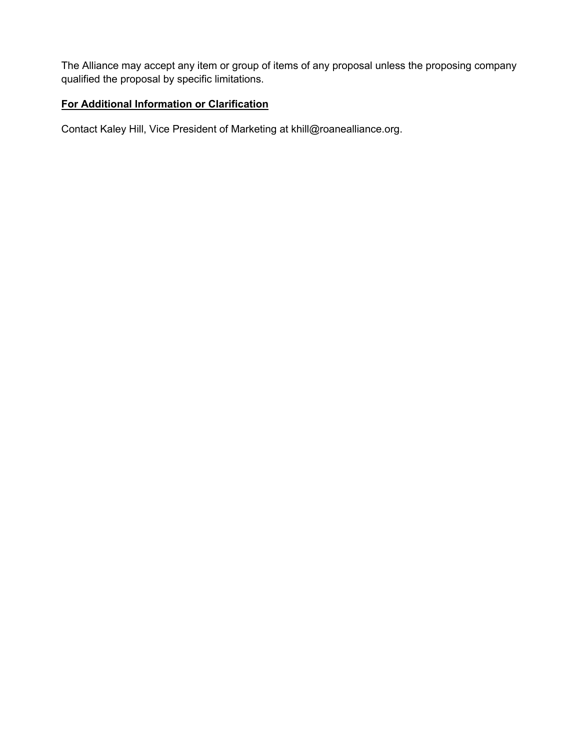The Alliance may accept any item or group of items of any proposal unless the proposing company qualified the proposal by specific limitations.

**For Additional Information or Clarification**

Contact Kaley Hill, Vice President of Marketing at khill@roanealliance.org.